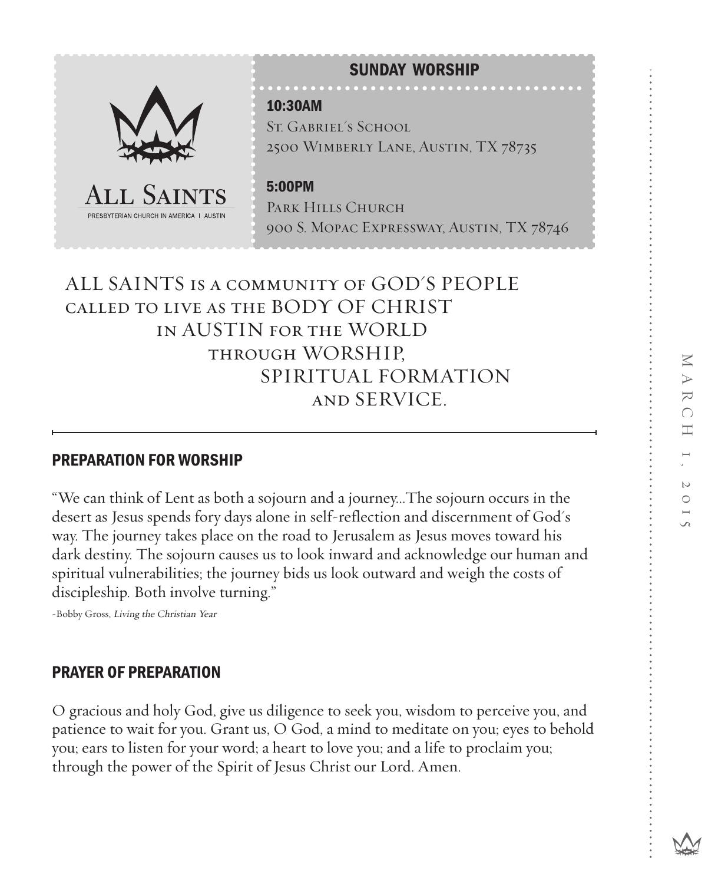# All Saints

PRESBYTERIAN CHURCH IN AMERICA | AUSTIN

## SUNDAY WORSHIP

**10:30AM**
St. Gabriel's School
2500 Wimberly Lane, Austin, TX 78735

**5:00PM**
Park Hills Church
900 S. Mopac Expressway, Austin, TX 78746

March 1, 2015

ALL SAINTS is a community of GOD'S PEOPLE called to live as the BODY OF CHRIST in AUSTIN for the WORLD through WORSHIP, SPIRITUAL FORMATION and SERVICE.

---

## PREPARATION FOR WORSHIP

"We can think of Lent as both a sojourn and a journey...The sojourn occurs in the desert as Jesus spends fory days alone in self-reflection and discernment of God's way. The journey takes place on the road to Jerusalem as Jesus moves toward his dark destiny. The sojourn causes us to look inward and acknowledge our human and spiritual vulnerabilities; the journey bids us look outward and weigh the costs of discipleship. Both involve turning."

-Bobby Gross, *Living the Christian Year*

## PRAYER OF PREPARATION

O gracious and holy God, give us diligence to seek you, wisdom to perceive you, and patience to wait for you. Grant us, O God, a mind to meditate on you; eyes to behold you; ears to listen for your word; a heart to love you; and a life to proclaim you; through the power of the Spirit of Jesus Christ our Lord. Amen.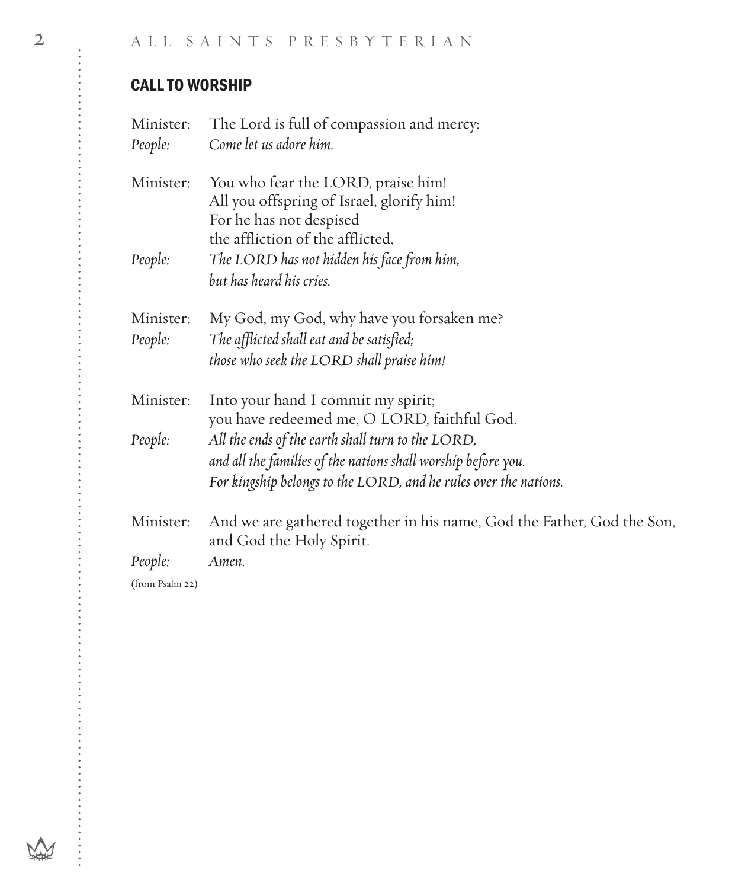## CALL TO WORSHIP

Minister: The Lord is full of compassion and mercy:
*People: Come let us adore him.*

Minister: You who fear the LORD, praise him!
All you offspring of Israel, glorify him!
For he has not despised
the affliction of the afflicted,
*People: The LORD has not hidden his face from him,*
*but has heard his cries.*

Minister: My God, my God, why have you forsaken me?
*People: The afflicted shall eat and be satisfied;*
*those who seek the LORD shall praise him!*

Minister: Into your hand I commit my spirit;
you have redeemed me, O LORD, faithful God.
*People: All the ends of the earth shall turn to the LORD,*
*and all the families of the nations shall worship before you.*
*For kingship belongs to the LORD, and he rules over the nations.*

Minister: And we are gathered together in his name, God the Father, God the Son, and God the Holy Spirit.
*People: Amen.*

(from Psalm 22)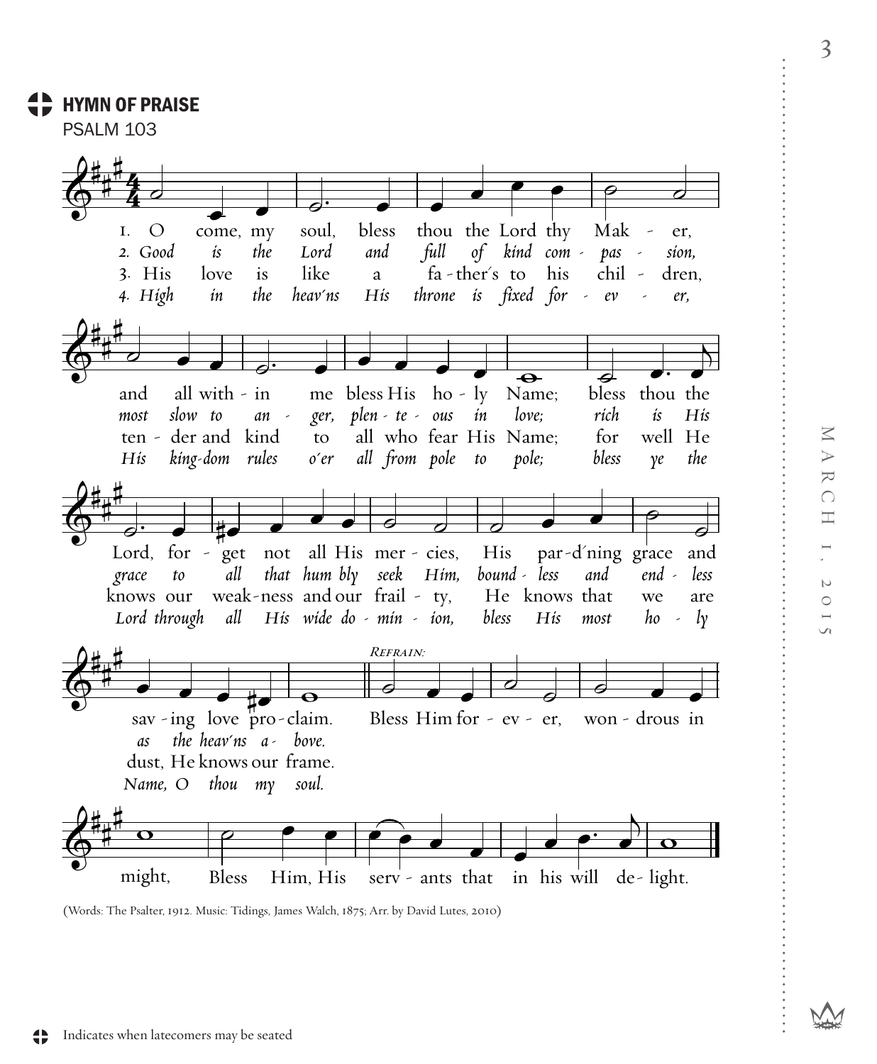## HYMN OF PRAISE

PSALM 103

1. O come, my soul, bless thou the Lord thy Maker, and all within me bless His holy Name; bless thou the Lord, forget not all His mercies, His pard'ning grace and saving love proclaim.

*2. Good is the Lord and full of kind compassion, most slow to anger, plenteous in love; rich is His grace to all that humbly seek Him, boundless and endless as the heav'ns above.*

3. His love is like a father's to his children, tender and kind to all who fear His Name; for well He knows our weakness and our frailty, He knows that we are dust, He knows our frame.

*4. High in the heav'ns His throne is fixed forever, His kingdom rules o'er all from pole to pole; bless ye the Lord through all His wide dominion, bless His most holy Name, O thou my soul.*

*Refrain:* Bless Him forever, wondrous in might, Bless Him, His servants that in his will delight.

(Words: The Psalter, 1912. Music: Tidings, James Walch, 1875; Arr. by David Lutes, 2010)

Indicates when latecomers may be seated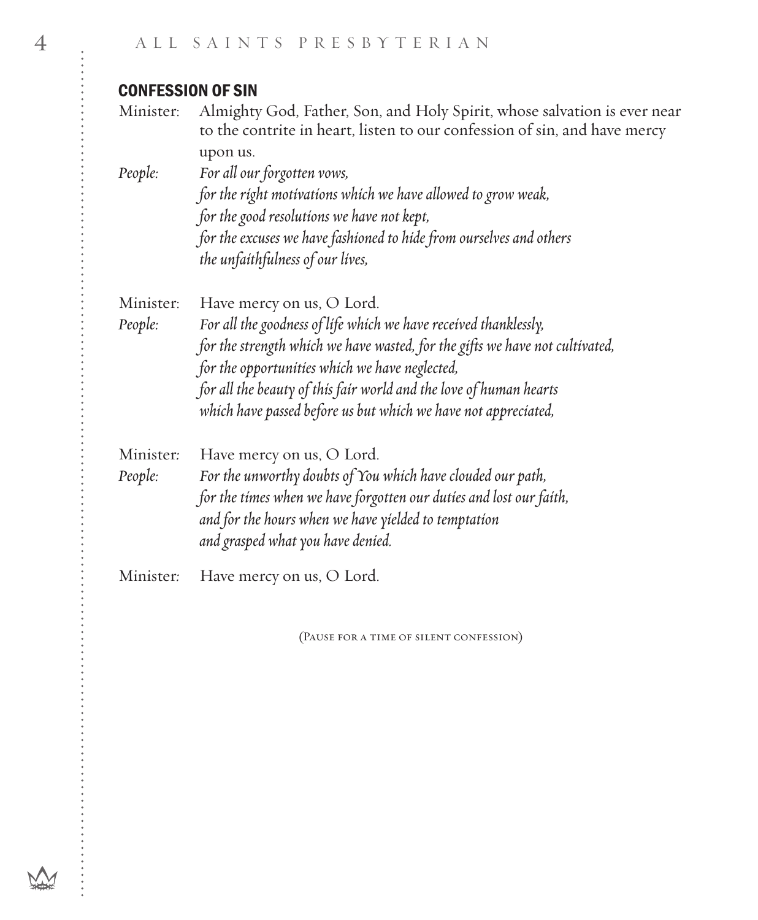## CONFESSION OF SIN

Minister: Almighty God, Father, Son, and Holy Spirit, whose salvation is ever near to the contrite in heart, listen to our confession of sin, and have mercy upon us.

*People: For all our forgotten vows,*
*for the right motivations which we have allowed to grow weak,*
*for the good resolutions we have not kept,*
*for the excuses we have fashioned to hide from ourselves and others*
*the unfaithfulness of our lives,*

Minister: Have mercy on us, O Lord.

*People: For all the goodness of life which we have received thanklessly,*
*for the strength which we have wasted, for the gifts we have not cultivated,*
*for the opportunities which we have neglected,*
*for all the beauty of this fair world and the love of human hearts*
*which have passed before us but which we have not appreciated,*

Minister: Have mercy on us, O Lord.

*People: For the unworthy doubts of You which have clouded our path,*
*for the times when we have forgotten our duties and lost our faith,*
*and for the hours when we have yielded to temptation*
*and grasped what you have denied.*

Minister: Have mercy on us, O Lord.

(Pause for a time of silent confession)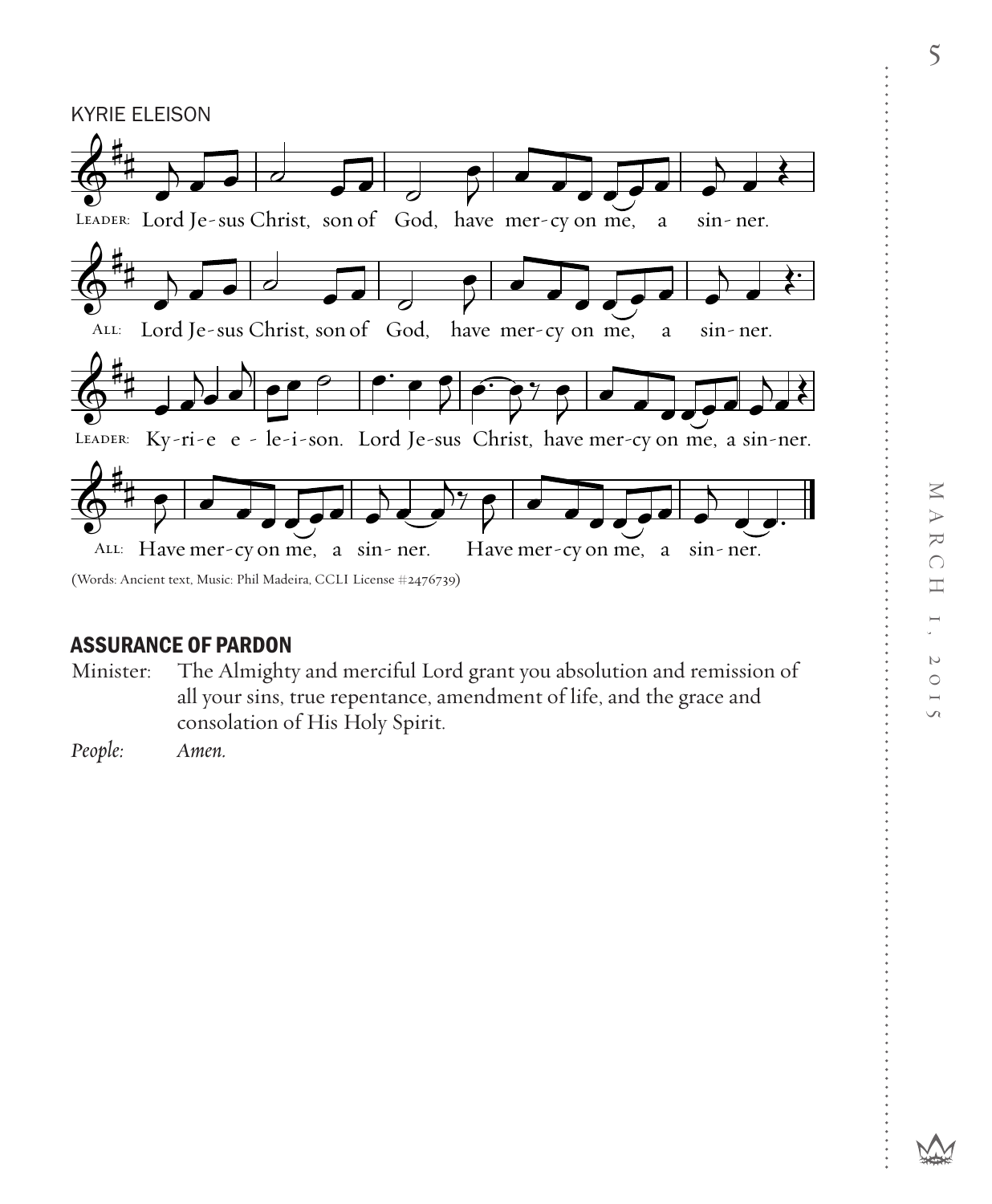## KYRIE ELEISON

LEADER: Lord Je-sus Christ, son of God, have mer-cy on me, a sin-ner.

ALL: Lord Je-sus Christ, son of God, have mer-cy on me, a sin-ner.

LEADER: Ky-ri-e e - le-i-son. Lord Je-sus Christ, have mer-cy on me, a sin-ner.

ALL: Have mer-cy on me, a sin-ner. Have mer-cy on me, a sin-ner.

(Words: Ancient text, Music: Phil Madeira, CCLI License #2476739)

## ASSURANCE OF PARDON

Minister: The Almighty and merciful Lord grant you absolution and remission of all your sins, true repentance, amendment of life, and the grace and consolation of His Holy Spirit.

*People: Amen.*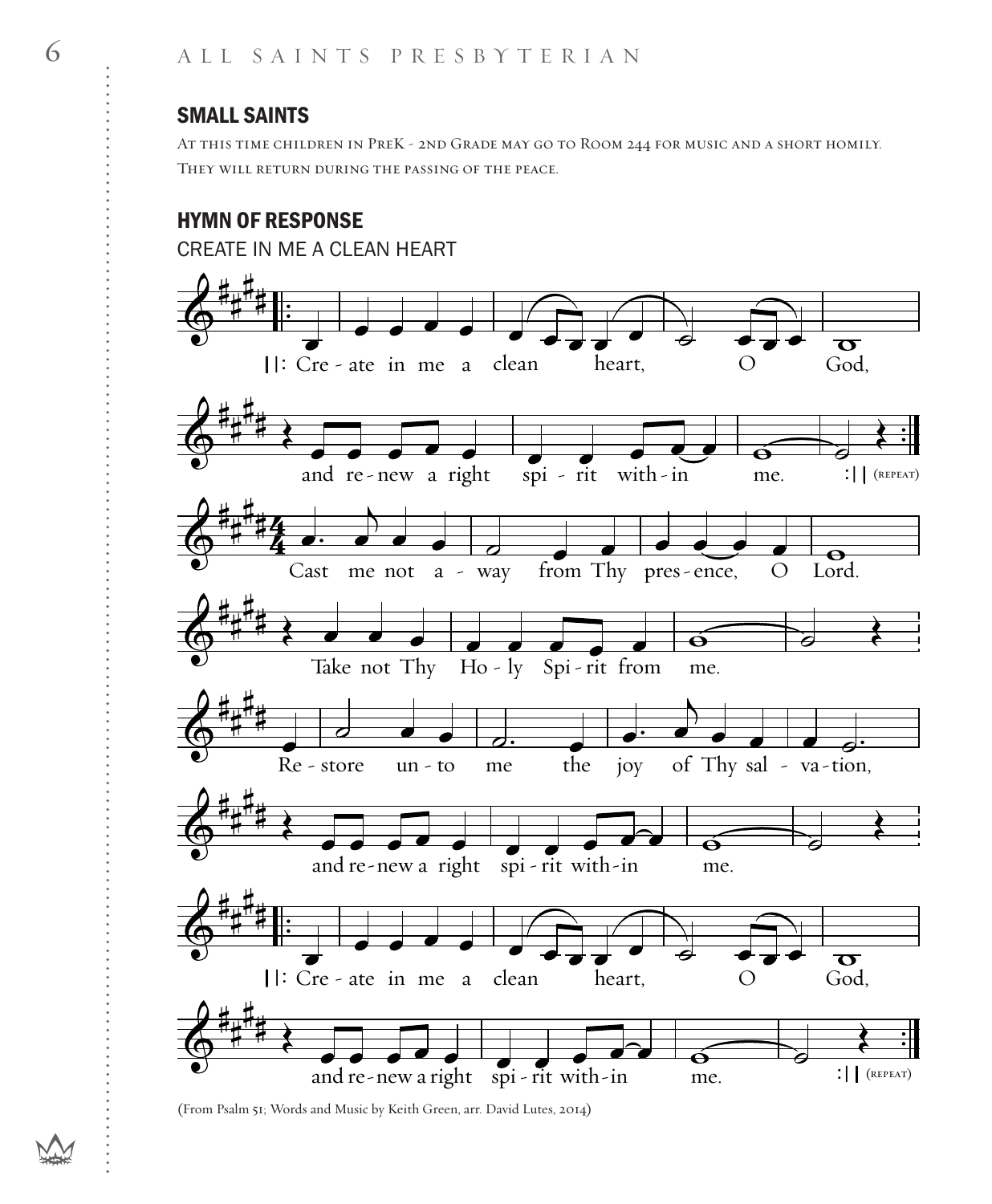## SMALL SAINTS

At this time children in PreK - 2nd Grade may go to Room 244 for music and a short homily. They will return during the passing of the peace.

## HYMN OF RESPONSE

CREATE IN ME A CLEAN HEART

||: Create in me a clean heart, O God,
and renew a right spirit within me. :|| (repeat)

Cast me not away from Thy presence, O Lord.
Take not Thy Holy Spirit from me.
Restore unto me the joy of Thy salvation,
and renew a right spirit within me.

||: Create in me a clean heart, O God,
and renew a right spirit within me. :|| (repeat)

(From Psalm 51; Words and Music by Keith Green, arr. David Lutes, 2014)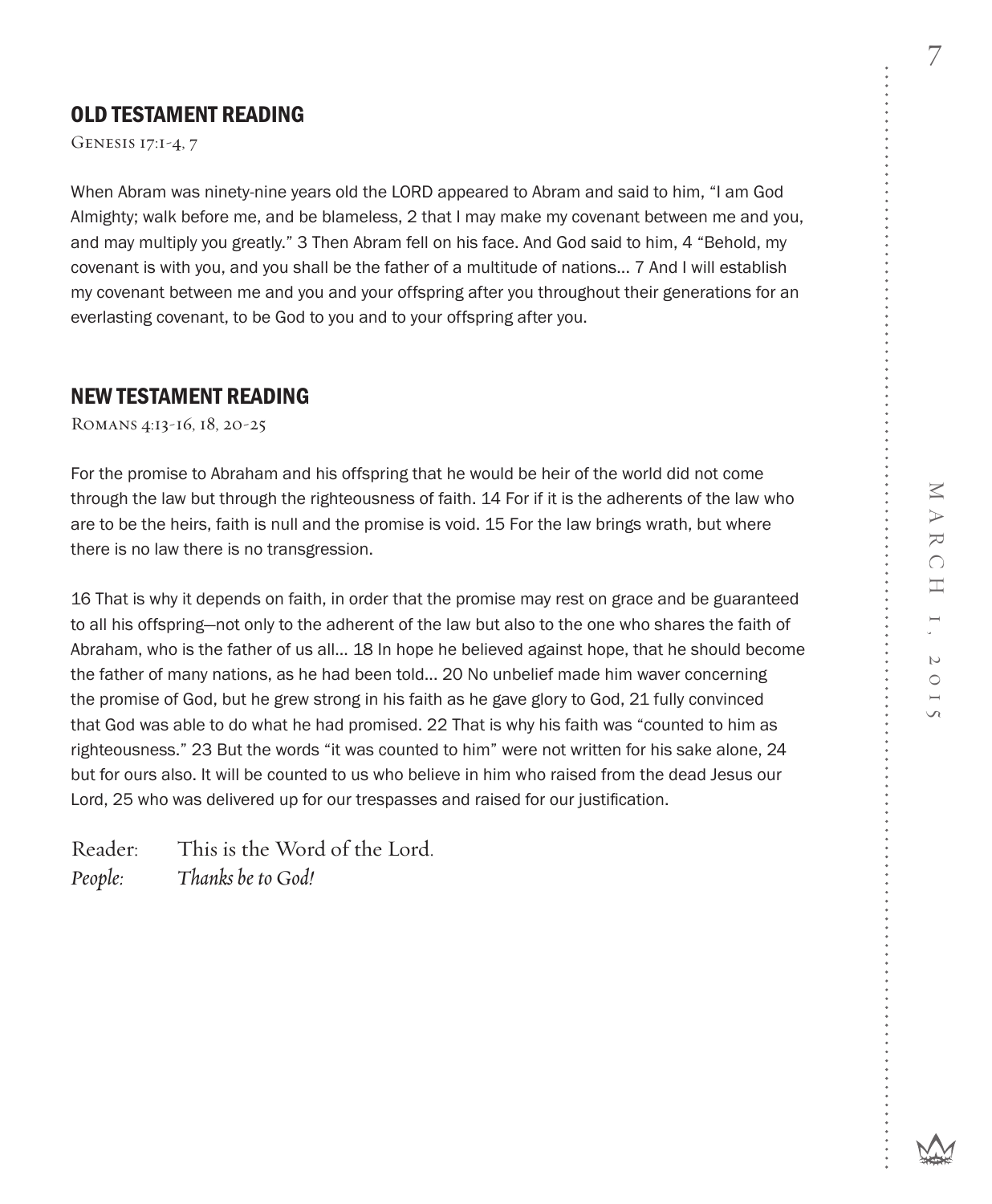## OLD TESTAMENT READING

Genesis 17:1-4, 7

When Abram was ninety-nine years old the LORD appeared to Abram and said to him, “I am God Almighty; walk before me, and be blameless, 2 that I may make my covenant between me and you, and may multiply you greatly.” 3 Then Abram fell on his face. And God said to him, 4 “Behold, my covenant is with you, and you shall be the father of a multitude of nations… 7 And I will establish my covenant between me and you and your offspring after you throughout their generations for an everlasting covenant, to be God to you and to your offspring after you.

## NEW TESTAMENT READING

Romans 4:13-16, 18, 20-25

For the promise to Abraham and his offspring that he would be heir of the world did not come through the law but through the righteousness of faith. 14 For if it is the adherents of the law who are to be the heirs, faith is null and the promise is void. 15 For the law brings wrath, but where there is no law there is no transgression.

16 That is why it depends on faith, in order that the promise may rest on grace and be guaranteed to all his offspring—not only to the adherent of the law but also to the one who shares the faith of Abraham, who is the father of us all… 18 In hope he believed against hope, that he should become the father of many nations, as he had been told… 20 No unbelief made him waver concerning the promise of God, but he grew strong in his faith as he gave glory to God, 21 fully convinced that God was able to do what he had promised. 22 That is why his faith was “counted to him as righteousness.” 23 But the words “it was counted to him” were not written for his sake alone, 24 but for ours also. It will be counted to us who believe in him who raised from the dead Jesus our Lord, 25 who was delivered up for our trespasses and raised for our justification.

Reader: This is the Word of the Lord.

*People: Thanks be to God!*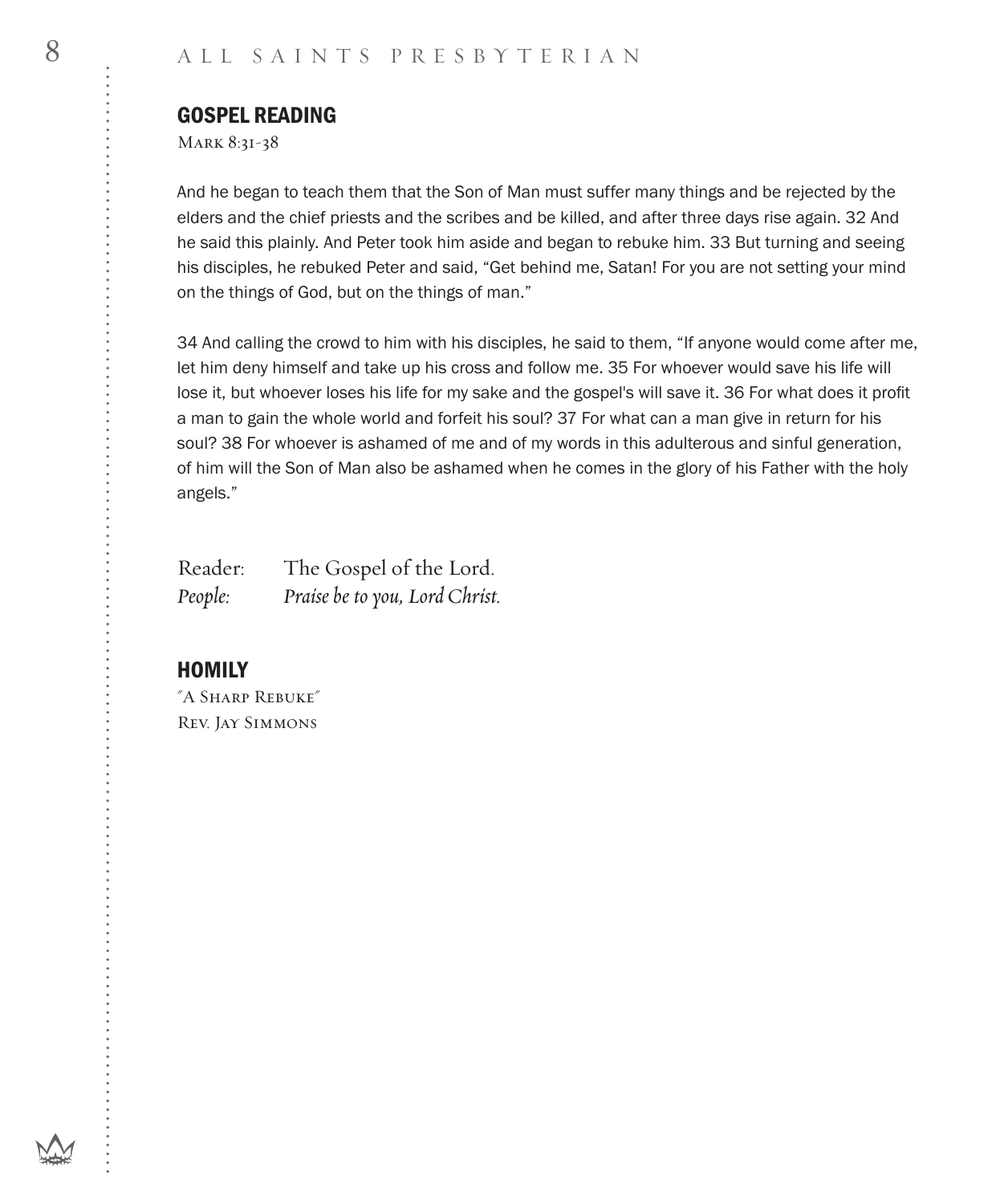## GOSPEL READING

Mark 8:31-38

And he began to teach them that the Son of Man must suffer many things and be rejected by the elders and the chief priests and the scribes and be killed, and after three days rise again. 32 And he said this plainly. And Peter took him aside and began to rebuke him. 33 But turning and seeing his disciples, he rebuked Peter and said, “Get behind me, Satan! For you are not setting your mind on the things of God, but on the things of man.”

34 And calling the crowd to him with his disciples, he said to them, “If anyone would come after me, let him deny himself and take up his cross and follow me. 35 For whoever would save his life will lose it, but whoever loses his life for my sake and the gospel's will save it. 36 For what does it profit a man to gain the whole world and forfeit his soul? 37 For what can a man give in return for his soul? 38 For whoever is ashamed of me and of my words in this adulterous and sinful generation, of him will the Son of Man also be ashamed when he comes in the glory of his Father with the holy angels.”

Reader: The Gospel of the Lord.
*People: Praise be to you, Lord Christ.*

## HOMILY

"A Sharp Rebuke"
Rev. Jay Simmons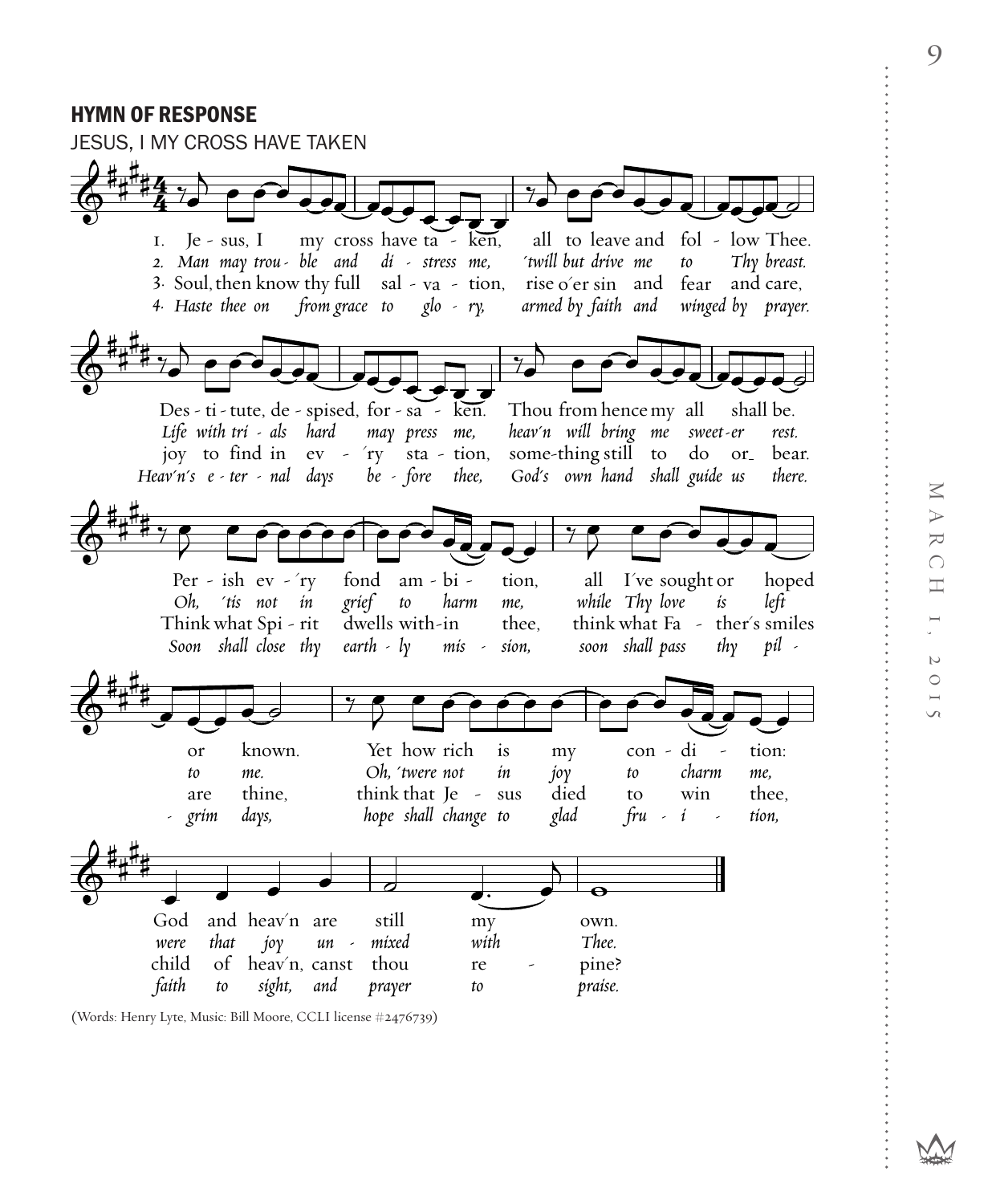## HYMN OF RESPONSE

JESUS, I MY CROSS HAVE TAKEN

1. Je - sus, I my cross have ta - ken, all to leave and fol - low Thee.
Des - ti - tute, de - spised, for - sa - ken. Thou from hence my all shall be.
Per - ish ev - ´ry fond am - bi - tion, all I´ve sought or hoped or known.
Yet how rich is my con - di - tion: God and heav´n are still my own.

*2. Man may trou - ble and di - stress me, ´twill but drive me to Thy breast.*
*Life with tri - als hard may press me, heav´n will bring me sweet-er rest.*
*Oh, ´tis not in grief to harm me, while Thy love is left to me.*
*Oh, ´twere not in joy to charm me, were that joy un - mixed with Thee.*

3. Soul, then know thy full sal - va - tion, rise o´er sin and fear and care,
joy to find in ev - ´ry sta - tion, some-thing still to do or bear.
Think what Spi - rit dwells with-in thee, think what Fa - ther´s smiles are thine,
think that Je - sus died to win thee, child of heav´n, canst thou re - pine?

*4. Haste thee on from grace to glo - ry, armed by faith and winged by prayer.*
*Heav´n´s e - ter - nal days be - fore thee, God´s own hand shall guide us there.*
*Soon shall close thy earth - ly mis - sion, soon shall pass thy pil - grim days,*
*hope shall change to glad fru - i - tion, faith to sight, and prayer to praise.*

(Words: Henry Lyte, Music: Bill Moore, CCLI license #2476739)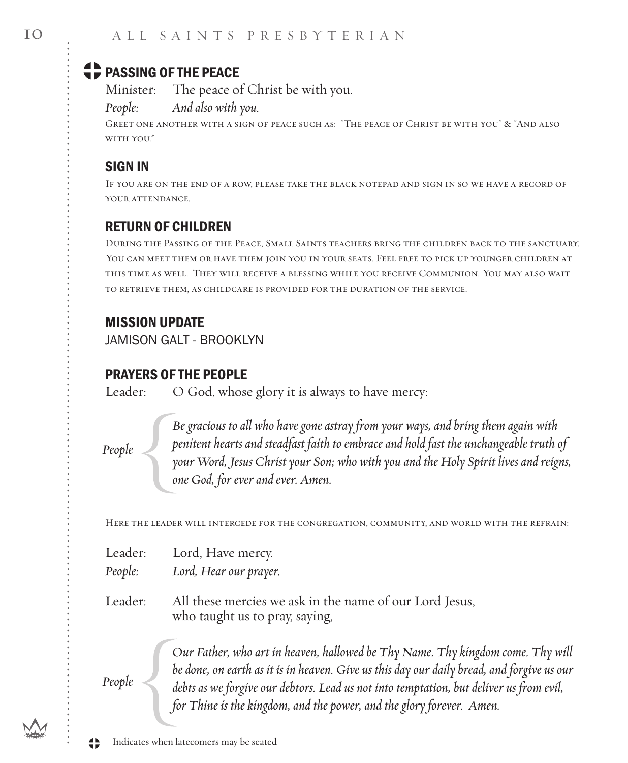## PASSING OF THE PEACE

Minister: The peace of Christ be with you.

*People: And also with you.*

Greet one another with a sign of peace such as: "The peace of Christ be with you" & "And also with you."

## SIGN IN

If you are on the end of a row, please take the black notepad and sign in so we have a record of your attendance.

## RETURN OF CHILDREN

During the Passing of the Peace, Small Saints teachers bring the children back to the sanctuary. You can meet them or have them join you in your seats. Feel free to pick up younger children at this time as well. They will receive a blessing while you receive Communion. You may also wait to retrieve them, as childcare is provided for the duration of the service.

## MISSION UPDATE

JAMISON GALT - BROOKLYN

## PRAYERS OF THE PEOPLE

Leader: O God, whose glory it is always to have mercy:

*People:* *Be gracious to all who have gone astray from your ways, and bring them again with penitent hearts and steadfast faith to embrace and hold fast the unchangeable truth of your Word, Jesus Christ your Son; who with you and the Holy Spirit lives and reigns, one God, for ever and ever. Amen.*

Here the leader will intercede for the congregation, community, and world with the refrain:

Leader: Lord, Have mercy.

*People: Lord, Hear our prayer.*

Leader: All these mercies we ask in the name of our Lord Jesus, who taught us to pray, saying,

*People:* *Our Father, who art in heaven, hallowed be Thy Name. Thy kingdom come. Thy will be done, on earth as it is in heaven. Give us this day our daily bread, and forgive us our debts as we forgive our debtors. Lead us not into temptation, but deliver us from evil, for Thine is the kingdom, and the power, and the glory forever. Amen.*

Indicates when latecomers may be seated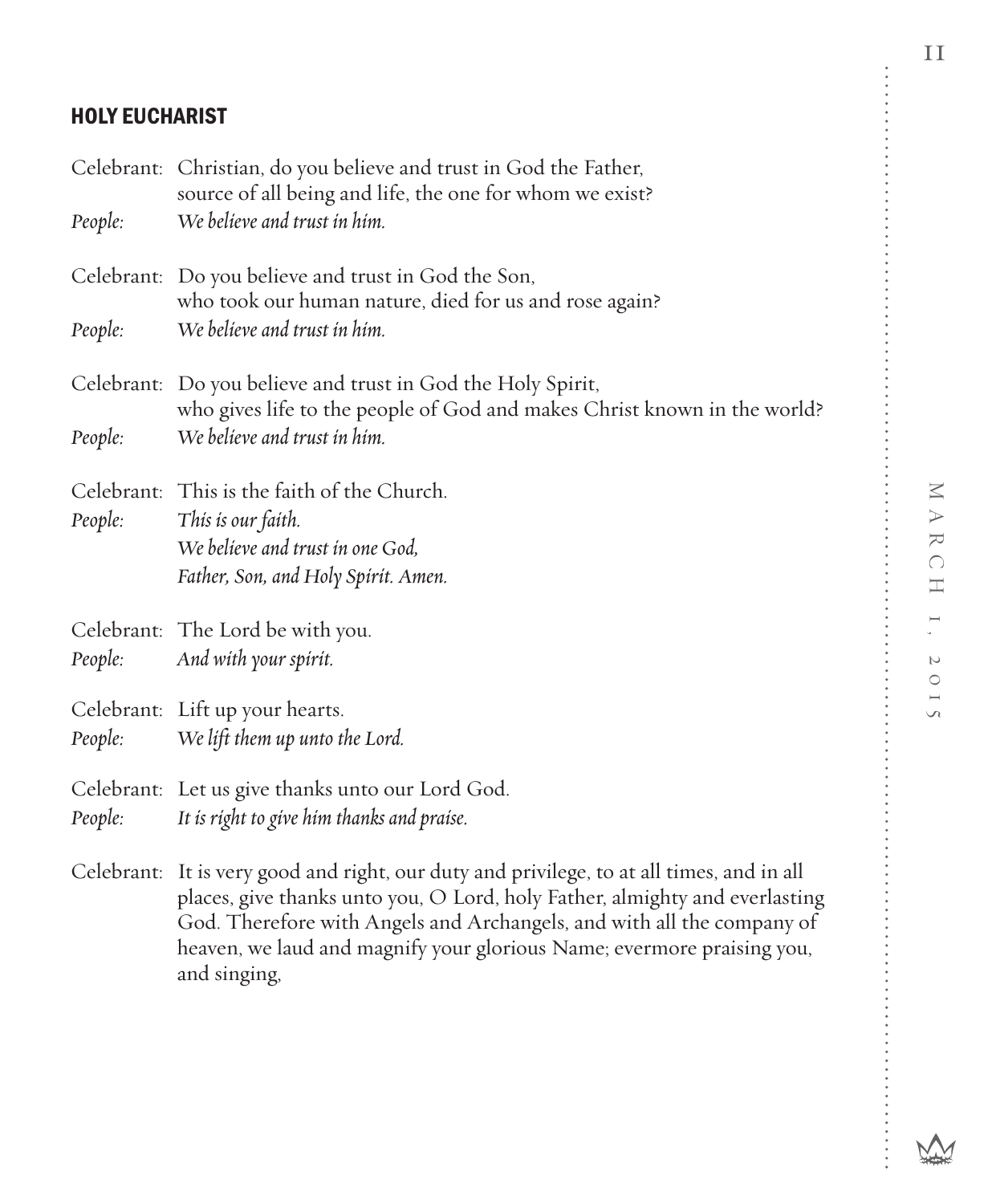## HOLY EUCHARIST

Celebrant: Christian, do you believe and trust in God the Father, source of all being and life, the one for whom we exist?
*People: We believe and trust in him.*

Celebrant: Do you believe and trust in God the Son, who took our human nature, died for us and rose again?
*People: We believe and trust in him.*

Celebrant: Do you believe and trust in God the Holy Spirit, who gives life to the people of God and makes Christ known in the world?
*People: We believe and trust in him.*

Celebrant: This is the faith of the Church.
*People: This is our faith.*
*We believe and trust in one God,*
*Father, Son, and Holy Spirit. Amen.*

Celebrant: The Lord be with you.
*People: And with your spirit.*

Celebrant: Lift up your hearts.
*People: We lift them up unto the Lord.*

Celebrant: Let us give thanks unto our Lord God.
*People: It is right to give him thanks and praise.*

Celebrant: It is very good and right, our duty and privilege, to at all times, and in all places, give thanks unto you, O Lord, holy Father, almighty and everlasting God. Therefore with Angels and Archangels, and with all the company of heaven, we laud and magnify your glorious Name; evermore praising you, and singing,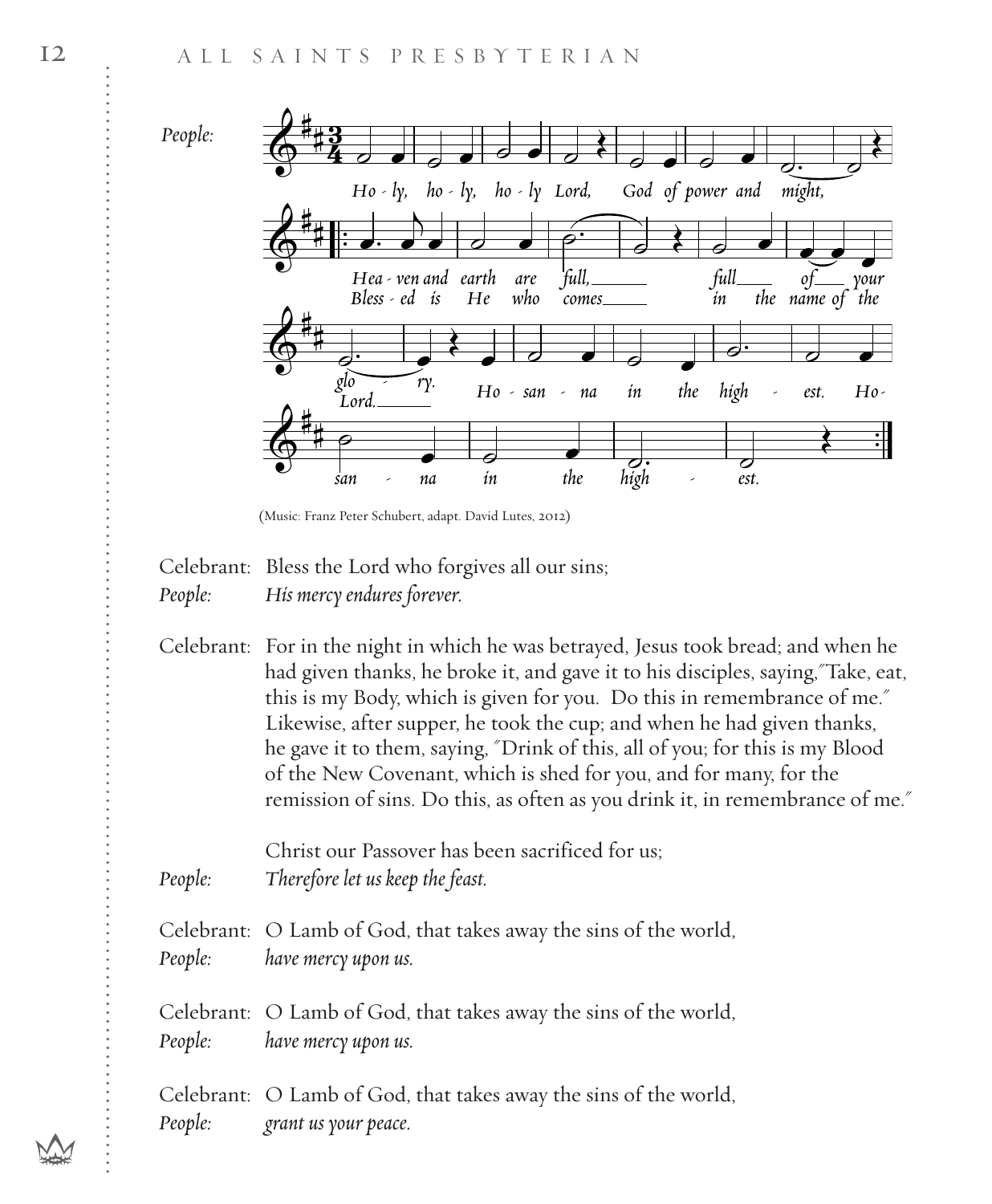People:

Holy, holy, holy Lord, God of power and might,
Heaven and earth are full, full of your glory.
Blessed is He who comes in the name of the Lord.
Hosanna in the highest. Hosanna in the highest.

(Music: Franz Peter Schubert, adapt. David Lutes, 2012)

Celebrant: Bless the Lord who forgives all our sins;
*People:* *His mercy endures forever.*

Celebrant: For in the night in which he was betrayed, Jesus took bread; and when he had given thanks, he broke it, and gave it to his disciples, saying,"Take, eat, this is my Body, which is given for you. Do this in remembrance of me." Likewise, after supper, he took the cup; and when he had given thanks, he gave it to them, saying, "Drink of this, all of you; for this is my Blood of the New Covenant, which is shed for you, and for many, for the remission of sins. Do this, as often as you drink it, in remembrance of me."

Christ our Passover has been sacrificed for us;
*People:* *Therefore let us keep the feast.*

Celebrant: O Lamb of God, that takes away the sins of the world,
*People:* *have mercy upon us.*

Celebrant: O Lamb of God, that takes away the sins of the world,
*People:* *have mercy upon us.*

Celebrant: O Lamb of God, that takes away the sins of the world,
*People:* *grant us your peace.*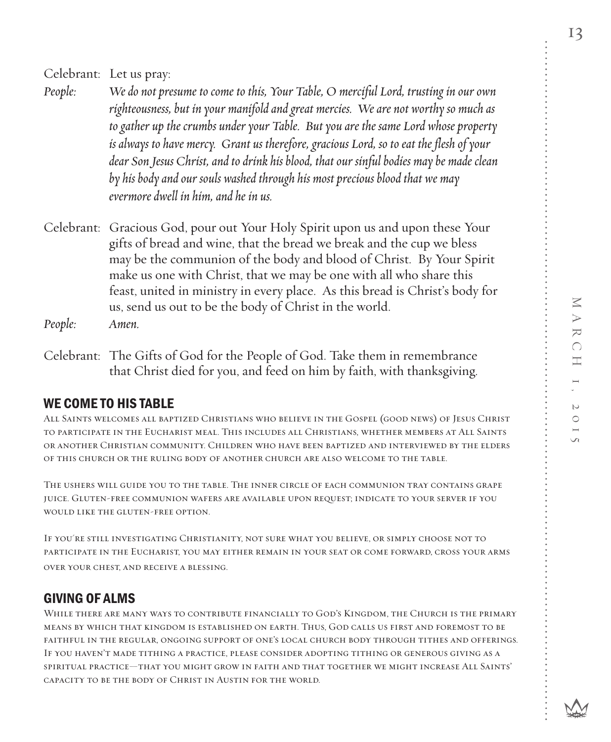Celebrant: Let us pray:

*People: We do not presume to come to this, Your Table, O merciful Lord, trusting in our own righteousness, but in your manifold and great mercies. We are not worthy so much as to gather up the crumbs under your Table. But you are the same Lord whose property is always to have mercy. Grant us therefore, gracious Lord, so to eat the flesh of your dear Son Jesus Christ, and to drink his blood, that our sinful bodies may be made clean by his body and our souls washed through his most precious blood that we may evermore dwell in him, and he in us.*

Celebrant: Gracious God, pour out Your Holy Spirit upon us and upon these Your gifts of bread and wine, that the bread we break and the cup we bless may be the communion of the body and blood of Christ. By Your Spirit make us one with Christ, that we may be one with all who share this feast, united in ministry in every place. As this bread is Christ's body for us, send us out to be the body of Christ in the world.

*People: Amen.*

Celebrant: The Gifts of God for the People of God. Take them in remembrance that Christ died for you, and feed on him by faith, with thanksgiving.

## WE COME TO HIS TABLE

All Saints welcomes all baptized Christians who believe in the Gospel (good news) of Jesus Christ to participate in the Eucharist meal. This includes all Christians, whether members at All Saints or another Christian community. Children who have been baptized and interviewed by the elders of this church or the ruling body of another church are also welcome to the table.

The ushers will guide you to the table. The inner circle of each communion tray contains grape juice. Gluten-free communion wafers are available upon request; indicate to your server if you would like the gluten-free option.

If you're still investigating Christianity, not sure what you believe, or simply choose not to participate in the Eucharist, you may either remain in your seat or come forward, cross your arms over your chest, and receive a blessing.

## GIVING OF ALMS

While there are many ways to contribute financially to God's Kingdom, the Church is the primary means by which that kingdom is established on earth. Thus, God calls us first and foremost to be faithful in the regular, ongoing support of one's local church body through tithes and offerings. If you haven't made tithing a practice, please consider adopting tithing or generous giving as a spiritual practice—that you might grow in faith and that together we might increase All Saints' capacity to be the body of Christ in Austin for the world.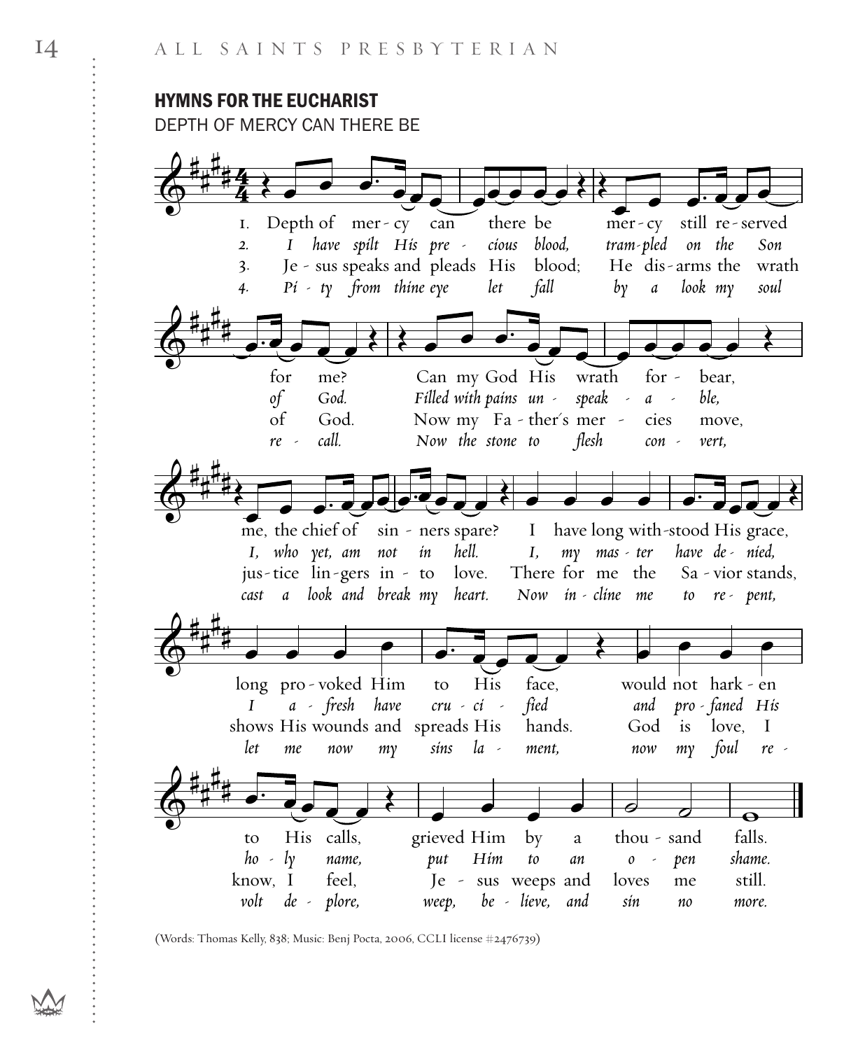## HYMNS FOR THE EUCHARIST

DEPTH OF MERCY CAN THERE BE

1. Depth of mercy can there be mercy still reserved for me? Can my God His wrath forbear, me, the chief of sinners spare? I have long withstood His grace, long provoked Him to His face, would not hearken to His calls, grieved Him by a thousand falls.

2. *I have spilt His precious blood, trampled on the Son of God. Filled with pains unspeakable, I, who yet am not in hell. I, my master have denied, I afresh have crucified and profaned His holy name, put Him to an open shame.*

3. Jesus speaks and pleads His blood; He disarms the wrath of God. Now my Father's mercies move, justice lingers into love. There for me the Savior stands, shows His wounds and spreads His hands. God is love, I know, I feel, Jesus weeps and loves me still.

4. *Pity from thine eye let fall by a look my soul recall. Now the stone to flesh convert, cast a look and break my heart. Now incline me to repent, let me now my sins lament, now my foul revolt deplore, weep, believe, and sin no more.*

(Words: Thomas Kelly, 838; Music: Benj Pocta, 2006, CCLI license #2476739)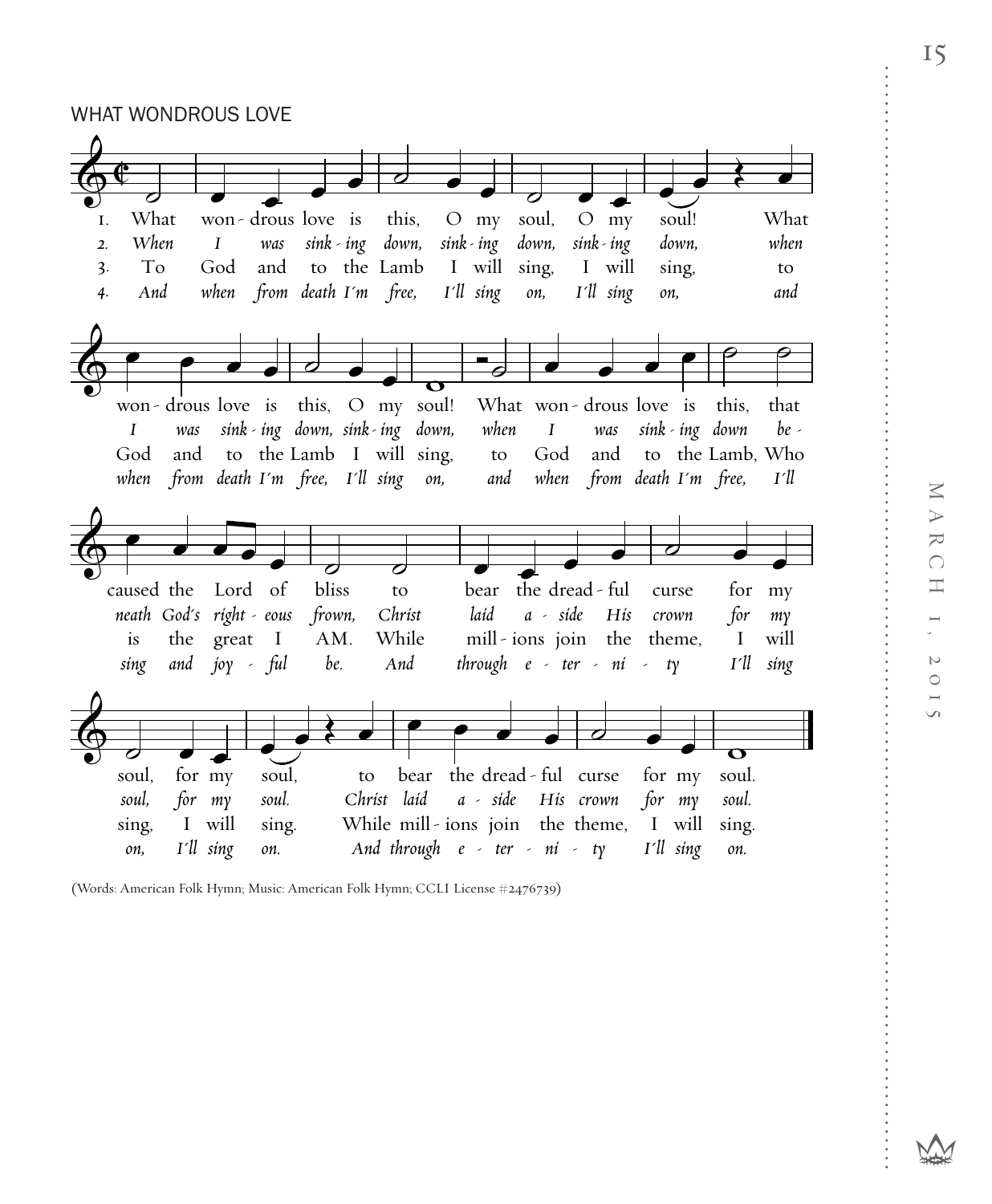## WHAT WONDROUS LOVE

1. What wondrous love is this, O my soul, O my soul!
What wondrous love is this, O my soul!
What wondrous love is this, that caused the Lord of bliss
to bear the dreadful curse for my soul, for my soul,
to bear the dreadful curse for my soul.

*2. When I was sinking down, sinking down, sinking down,*
*when I was sinking down, sinking down,*
*when I was sinking down beneath God's righteous frown,*
*Christ laid aside His crown for my soul, for my soul.*
*Christ laid aside His crown for my soul.*

3. To God and to the Lamb I will sing, I will sing,
to God and to the Lamb I will sing,
to God and to the Lamb, Who is the great I AM.
While millions join the theme, I will sing, I will sing.
While millions join the theme, I will sing.

*4. And when from death I'm free, I'll sing on, I'll sing on,*
*and when from death I'm free, I'll sing on,*
*and when from death I'm free, I'll sing and joyful be.*
*And through eternity I'll sing on, I'll sing on.*
*And through eternity I'll sing on.*

(Words: American Folk Hymn; Music: American Folk Hymn; CCLI License #2476739)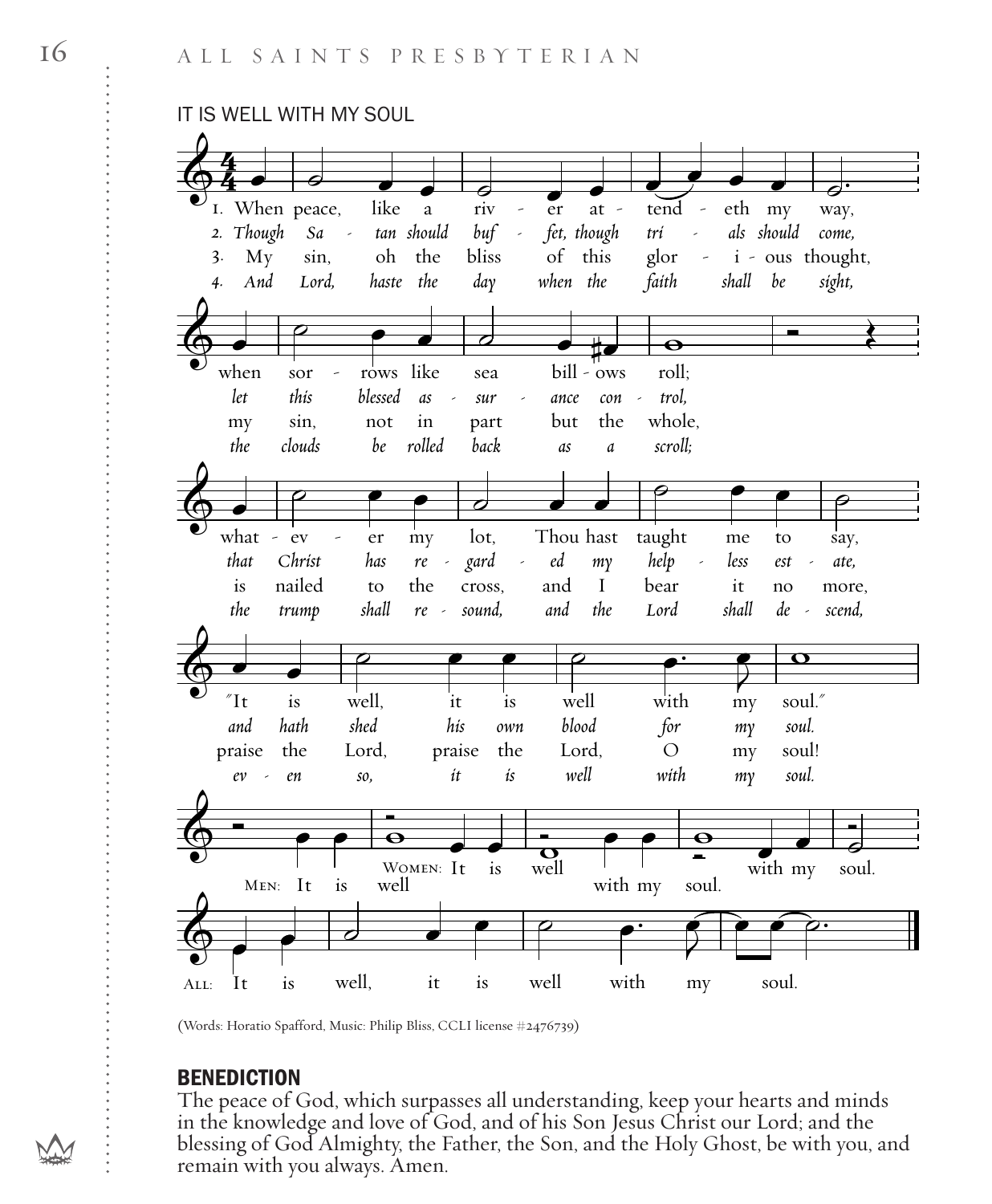## IT IS WELL WITH MY SOUL

1. When peace, like a river attendeth my way, when sorrows like sea billows roll; whatever my lot, Thou hast taught me to say, "It is well, it is well with my soul."

*2. Though Satan should buffet, though trials should come, let this blessed assurance control, that Christ has regarded my helpless estate, and hath shed his own blood for my soul.*

3. My sin, oh the bliss of this glorious thought, my sin, not in part but the whole, is nailed to the cross, and I bear it no more, praise the Lord, praise the Lord, O my soul!

*4. And Lord, haste the day when the faith shall be sight, the clouds be rolled back as a scroll; the trump shall resound, and the Lord shall descend, even so, it is well with my soul.*

MEN: It is well with my soul.
WOMEN: It is well with my soul.
ALL: It is well, it is well with my soul.

(Words: Horatio Spafford, Music: Philip Bliss, CCLI license #2476739)

## BENEDICTION

The peace of God, which surpasses all understanding, keep your hearts and minds in the knowledge and love of God, and of his Son Jesus Christ our Lord; and the blessing of God Almighty, the Father, the Son, and the Holy Ghost, be with you, and remain with you always. Amen.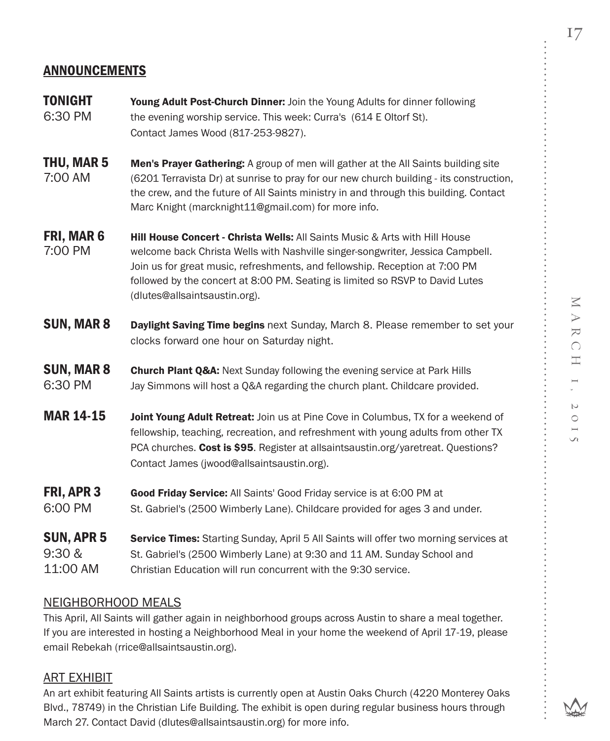## ANNOUNCEMENTS

| | |
|---|---|
| **TONIGHT** 6:30 PM | **Young Adult Post-Church Dinner:** Join the Young Adults for dinner following the evening worship service. This week: Curra's (614 E Oltorf St). Contact James Wood (817-253-9827). |
| **THU, MAR 5** 7:00 AM | **Men's Prayer Gathering:** A group of men will gather at the All Saints building site (6201 Terravista Dr) at sunrise to pray for our new church building - its construction, the crew, and the future of All Saints ministry in and through this building. Contact Marc Knight (marcknight11@gmail.com) for more info. |
| **FRI, MAR 6** 7:00 PM | **Hill House Concert - Christa Wells:** All Saints Music & Arts with Hill House welcome back Christa Wells with Nashville singer-songwriter, Jessica Campbell. Join us for great music, refreshments, and fellowship. Reception at 7:00 PM followed by the concert at 8:00 PM. Seating is limited so RSVP to David Lutes (dlutes@allsaintsaustin.org). |
| **SUN, MAR 8** | **Daylight Saving Time begins** next Sunday, March 8. Please remember to set your clocks forward one hour on Saturday night. |
| **SUN, MAR 8** 6:30 PM | **Church Plant Q&A:** Next Sunday following the evening service at Park Hills Jay Simmons will host a Q&A regarding the church plant. Childcare provided. |
| **MAR 14-15** | **Joint Young Adult Retreat:** Join us at Pine Cove in Columbus, TX for a weekend of fellowship, teaching, recreation, and refreshment with young adults from other TX PCA churches. **Cost is $95**. Register at allsaintsaustin.org/yaretreat. Questions? Contact James (jwood@allsaintsaustin.org). |
| **FRI, APR 3** 6:00 PM | **Good Friday Service:** All Saints' Good Friday service is at 6:00 PM at St. Gabriel's (2500 Wimberly Lane). Childcare provided for ages 3 and under. |
| **SUN, APR 5** 9:30 & 11:00 AM | **Service Times:** Starting Sunday, April 5 All Saints will offer two morning services at St. Gabriel's (2500 Wimberly Lane) at 9:30 and 11 AM. Sunday School and Christian Education will run concurrent with the 9:30 service. |

### NEIGHBORHOOD MEALS

This April, All Saints will gather again in neighborhood groups across Austin to share a meal together. If you are interested in hosting a Neighborhood Meal in your home the weekend of April 17-19, please email Rebekah (rrice@allsaintsaustin.org).

### ART EXHIBIT

An art exhibit featuring All Saints artists is currently open at Austin Oaks Church (4220 Monterey Oaks Blvd., 78749) in the Christian Life Building. The exhibit is open during regular business hours through March 27. Contact David (dlutes@allsaintsaustin.org) for more info.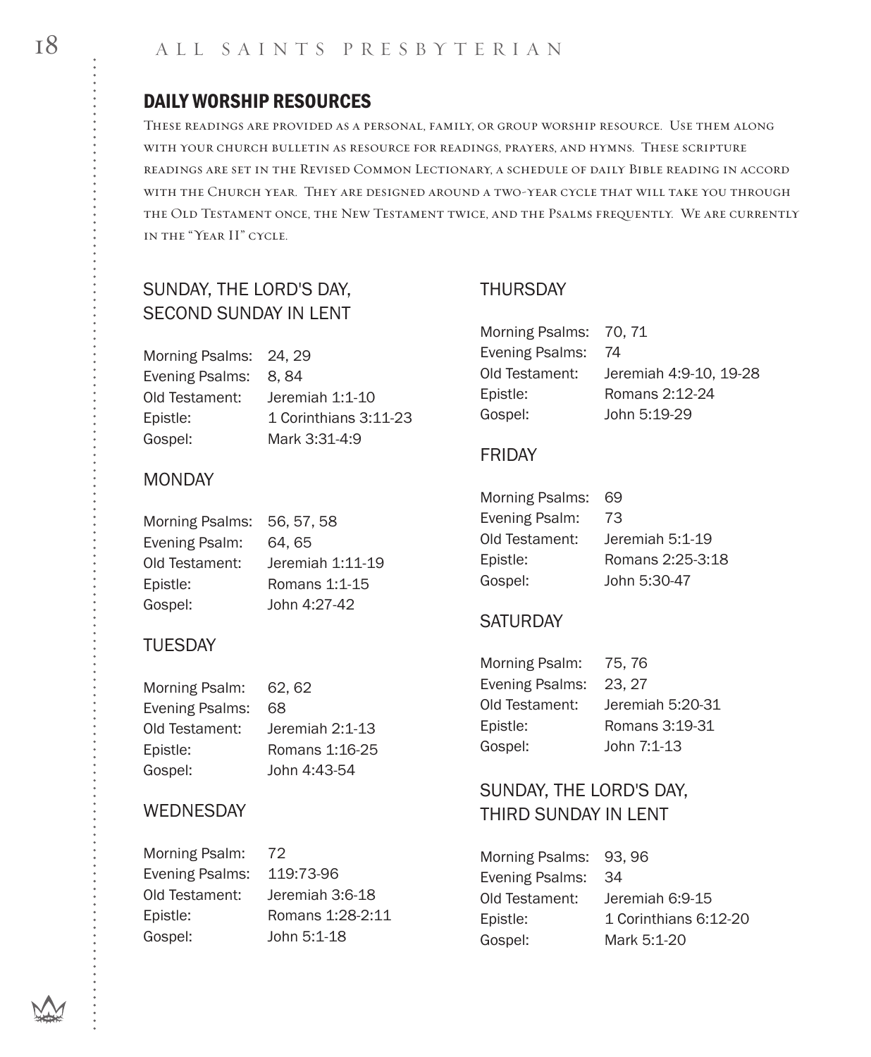## DAILY WORSHIP RESOURCES

These readings are provided as a personal, family, or group worship resource. Use them along with your church bulletin as resource for readings, prayers, and hymns. These scripture readings are set in the Revised Common Lectionary, a schedule of daily Bible reading in accord with the Church year. They are designed around a two-year cycle that will take you through the Old Testament once, the New Testament twice, and the Psalms frequently. We are currently in the "Year II" cycle.

### SUNDAY, THE LORD'S DAY, SECOND SUNDAY IN LENT

Morning Psalms: 24, 29
Evening Psalms: 8, 84
Old Testament: Jeremiah 1:1-10
Epistle: 1 Corinthians 3:11-23
Gospel: Mark 3:31-4:9

### MONDAY

Morning Psalms: 56, 57, 58
Evening Psalm: 64, 65
Old Testament: Jeremiah 1:11-19
Epistle: Romans 1:1-15
Gospel: John 4:27-42

### TUESDAY

Morning Psalm: 62, 62
Evening Psalms: 68
Old Testament: Jeremiah 2:1-13
Epistle: Romans 1:16-25
Gospel: John 4:43-54

### WEDNESDAY

Morning Psalm: 72
Evening Psalms: 119:73-96
Old Testament: Jeremiah 3:6-18
Epistle: Romans 1:28-2:11
Gospel: John 5:1-18

### THURSDAY

Morning Psalms: 70, 71
Evening Psalms: 74
Old Testament: Jeremiah 4:9-10, 19-28
Epistle: Romans 2:12-24
Gospel: John 5:19-29

### FRIDAY

Morning Psalms: 69
Evening Psalm: 73
Old Testament: Jeremiah 5:1-19
Epistle: Romans 2:25-3:18
Gospel: John 5:30-47

### SATURDAY

Morning Psalm: 75, 76
Evening Psalms: 23, 27
Old Testament: Jeremiah 5:20-31
Epistle: Romans 3:19-31
Gospel: John 7:1-13

### SUNDAY, THE LORD'S DAY, THIRD SUNDAY IN LENT

Morning Psalms: 93, 96
Evening Psalms: 34
Old Testament: Jeremiah 6:9-15
Epistle: 1 Corinthians 6:12-20
Gospel: Mark 5:1-20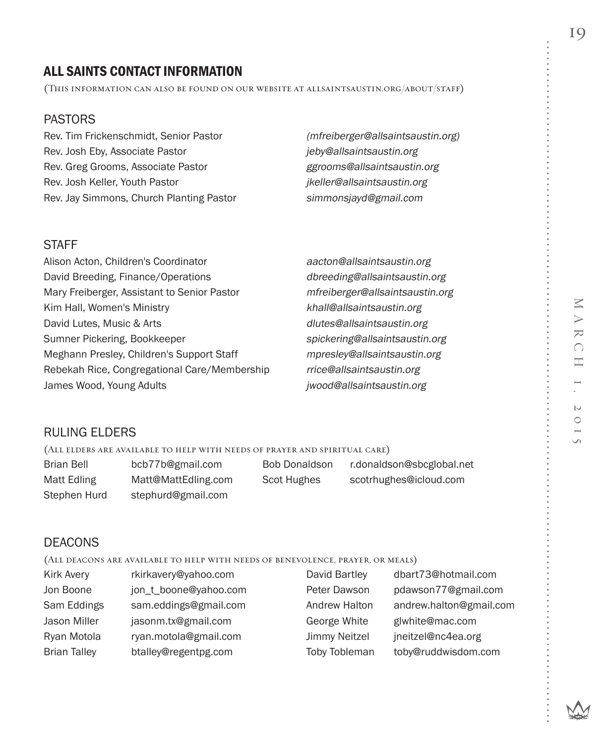## ALL SAINTS CONTACT INFORMATION

(This information can also be found on our website at allsaintsaustin.org/about/staff)

### PASTORS

| | |
|---|---|
| Rev. Tim Frickenschmidt, Senior Pastor | *(mfreiberger@allsaintsaustin.org)* |
| Rev. Josh Eby, Associate Pastor | *jeby@allsaintsaustin.org* |
| Rev. Greg Grooms, Associate Pastor | *ggrooms@allsaintsaustin.org* |
| Rev. Josh Keller, Youth Pastor | *jkeller@allsaintsaustin.org* |
| Rev. Jay Simmons, Church Planting Pastor | *simmonsjayd@gmail.com* |

### STAFF

| | |
|---|---|
| Alison Acton, Children's Coordinator | *aacton@allsaintsaustin.org* |
| David Breeding, Finance/Operations | *dbreeding@allsaintsaustin.org* |
| Mary Freiberger, Assistant to Senior Pastor | *mfreiberger@allsaintsaustin.org* |
| Kim Hall, Women's Ministry | *khall@allsaintsaustin.org* |
| David Lutes, Music & Arts | *dlutes@allsaintsaustin.org* |
| Sumner Pickering, Bookkeeper | *spickering@allsaintsaustin.org* |
| Meghann Presley, Children's Support Staff | *mpresley@allsaintsaustin.org* |
| Rebekah Rice, Congregational Care/Membership | *rrice@allsaintsaustin.org* |
| James Wood, Young Adults | *jwood@allsaintsaustin.org* |

### RULING ELDERS

(All elders are available to help with needs of prayer and spiritual care)

| | | | |
|---|---|---|---|
| Brian Bell | bcb77b@gmail.com | Bob Donaldson | r.donaldson@sbcglobal.net |
| Matt Edling | Matt@MattEdling.com | Scot Hughes | scotrhughes@icloud.com |
| Stephen Hurd | stephurd@gmail.com | | |

### DEACONS

(All deacons are available to help with needs of benevolence, prayer, or meals)

| | | | |
|---|---|---|---|
| Kirk Avery | rkirkavery@yahoo.com | David Bartley | dbart73@hotmail.com |
| Jon Boone | jon_t_boone@yahoo.com | Peter Dawson | pdawson77@gmail.com |
| Sam Eddings | sam.eddings@gmail.com | Andrew Halton | andrew.halton@gmail.com |
| Jason Miller | jasonm.tx@gmail.com | George White | glwhite@mac.com |
| Ryan Motola | ryan.motola@gmail.com | Jimmy Neitzel | jneitzel@nc4ea.org |
| Brian Talley | btalley@regentpg.com | Toby Tobleman | toby@ruddwisdom.com |